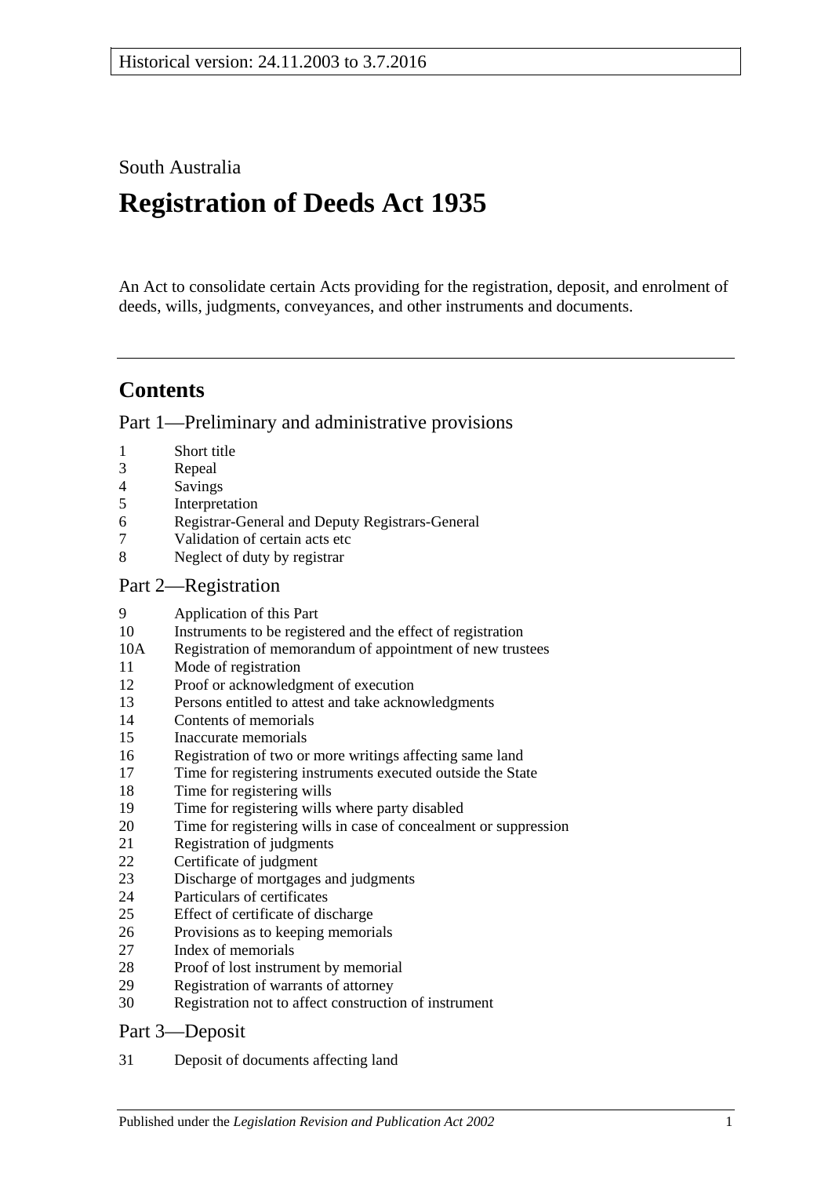Historical version: 24.11.2003 to 3.7.2016

South Australia

# Registration of Deeds Act 1935

An Act to consolidate certain Acts providing for the registration, deposit, and enrolment of deeds, wills, judgments, conveyances, and other instruments and documents.

## Contents

### Part 1—Preliminary and administrative provisions

1 Short title
3 Repeal
4 Savings
5 Interpretation
6 Registrar-General and Deputy Registrars-General
7 Validation of certain acts etc
8 Neglect of duty by registrar

### Part 2—Registration

9 Application of this Part
10 Instruments to be registered and the effect of registration
10A Registration of memorandum of appointment of new trustees
11 Mode of registration
12 Proof or acknowledgment of execution
13 Persons entitled to attest and take acknowledgments
14 Contents of memorials
15 Inaccurate memorials
16 Registration of two or more writings affecting same land
17 Time for registering instruments executed outside the State
18 Time for registering wills
19 Time for registering wills where party disabled
20 Time for registering wills in case of concealment or suppression
21 Registration of judgments
22 Certificate of judgment
23 Discharge of mortgages and judgments
24 Particulars of certificates
25 Effect of certificate of discharge
26 Provisions as to keeping memorials
27 Index of memorials
28 Proof of lost instrument by memorial
29 Registration of warrants of attorney
30 Registration not to affect construction of instrument

### Part 3—Deposit

31 Deposit of documents affecting land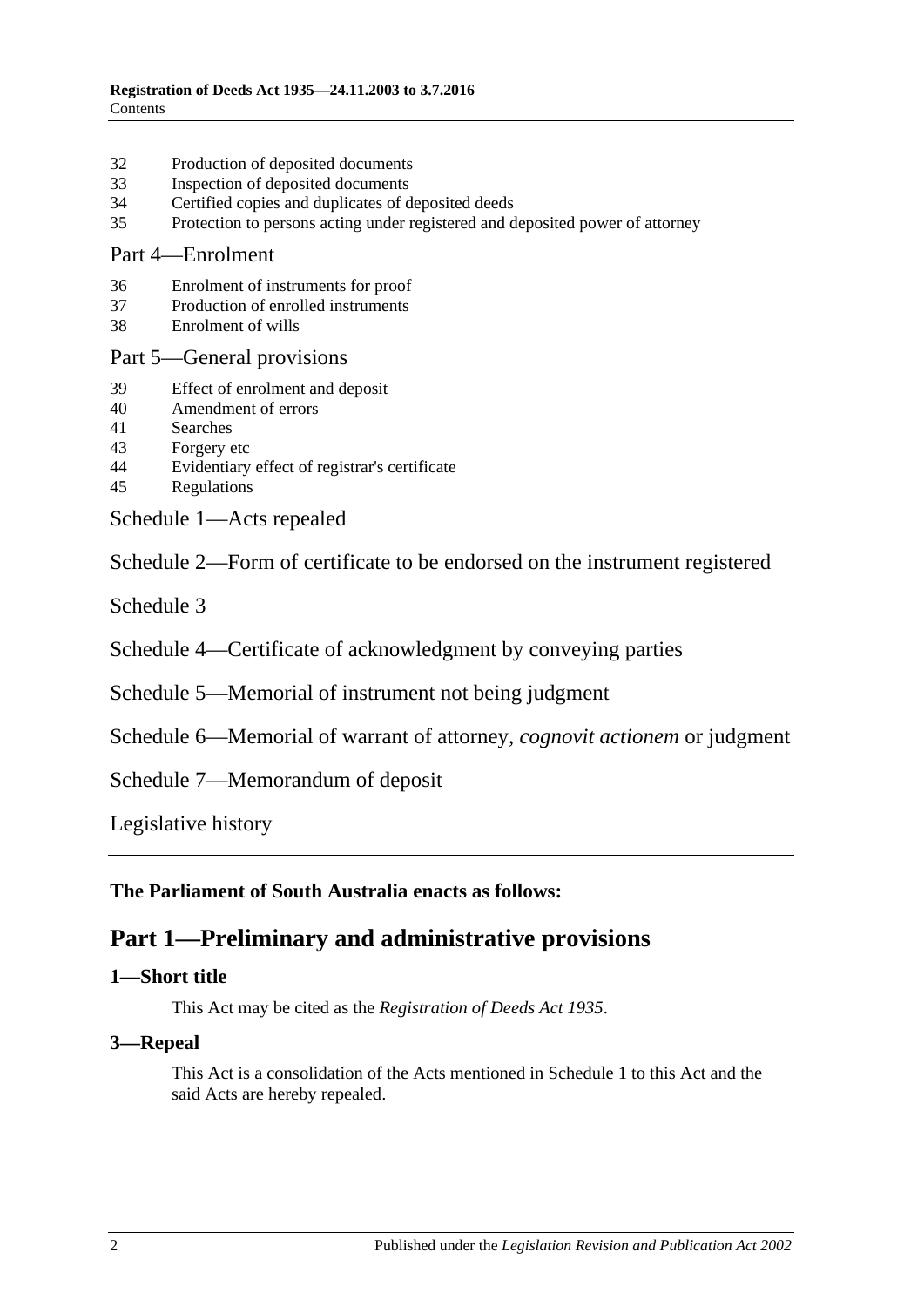32 Production of deposited documents
33 Inspection of deposited documents
34 Certified copies and duplicates of deposited deeds
35 Protection to persons acting under registered and deposited power of attorney

Part 4—Enrolment

36 Enrolment of instruments for proof
37 Production of enrolled instruments
38 Enrolment of wills

Part 5—General provisions

39 Effect of enrolment and deposit
40 Amendment of errors
41 Searches
43 Forgery etc
44 Evidentiary effect of registrar's certificate
45 Regulations

Schedule 1—Acts repealed

Schedule 2—Form of certificate to be endorsed on the instrument registered

Schedule 3

Schedule 4—Certificate of acknowledgment by conveying parties

Schedule 5—Memorial of instrument not being judgment

Schedule 6—Memorial of warrant of attorney, *cognovit actionem* or judgment

Schedule 7—Memorandum of deposit

Legislative history

**The Parliament of South Australia enacts as follows:**

# Part 1—Preliminary and administrative provisions

## 1—Short title

This Act may be cited as the *Registration of Deeds Act 1935*.

## 3—Repeal

This Act is a consolidation of the Acts mentioned in Schedule 1 to this Act and the said Acts are hereby repealed.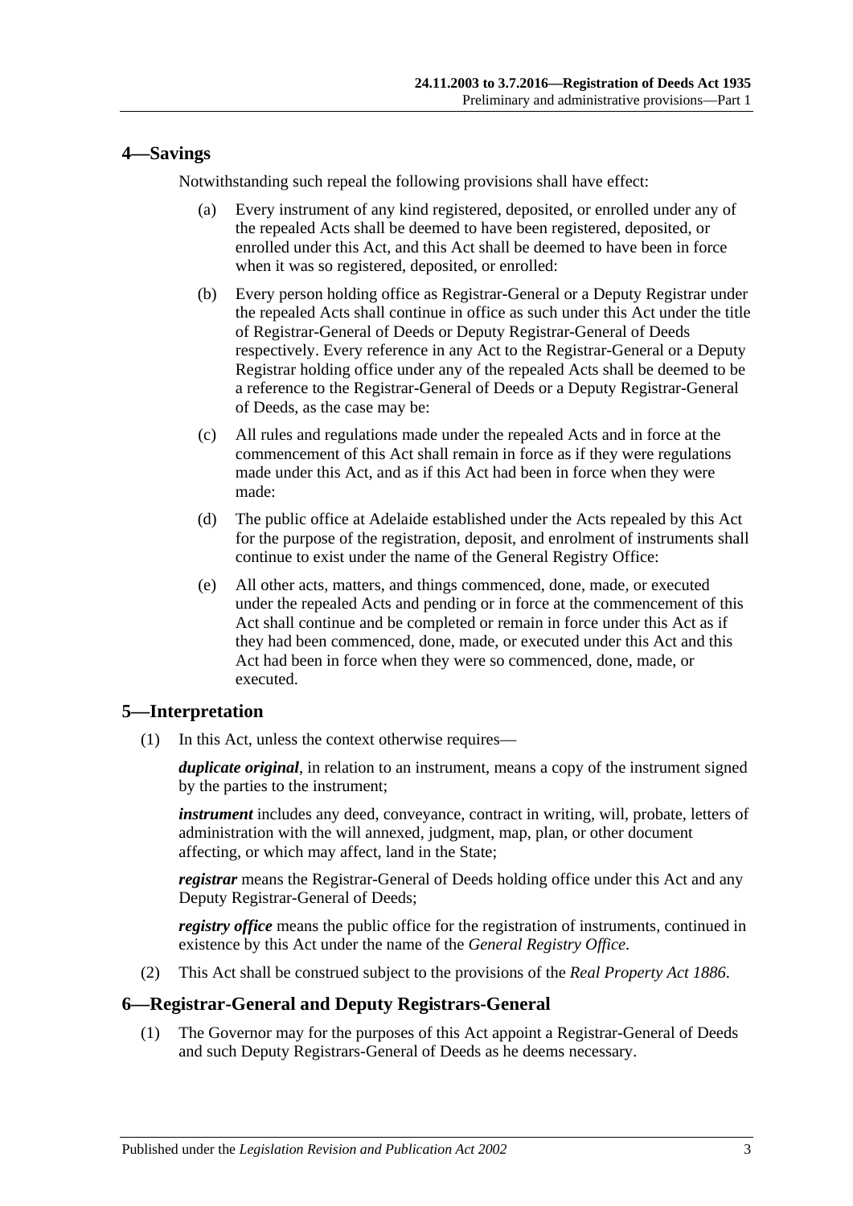## 4—Savings

Notwithstanding such repeal the following provisions shall have effect:

(a) Every instrument of any kind registered, deposited, or enrolled under any of the repealed Acts shall be deemed to have been registered, deposited, or enrolled under this Act, and this Act shall be deemed to have been in force when it was so registered, deposited, or enrolled:

(b) Every person holding office as Registrar-General or a Deputy Registrar under the repealed Acts shall continue in office as such under this Act under the title of Registrar-General of Deeds or Deputy Registrar-General of Deeds respectively. Every reference in any Act to the Registrar-General or a Deputy Registrar holding office under any of the repealed Acts shall be deemed to be a reference to the Registrar-General of Deeds or a Deputy Registrar-General of Deeds, as the case may be:

(c) All rules and regulations made under the repealed Acts and in force at the commencement of this Act shall remain in force as if they were regulations made under this Act, and as if this Act had been in force when they were made:

(d) The public office at Adelaide established under the Acts repealed by this Act for the purpose of the registration, deposit, and enrolment of instruments shall continue to exist under the name of the General Registry Office:

(e) All other acts, matters, and things commenced, done, made, or executed under the repealed Acts and pending or in force at the commencement of this Act shall continue and be completed or remain in force under this Act as if they had been commenced, done, made, or executed under this Act and this Act had been in force when they were so commenced, done, made, or executed.

## 5—Interpretation

(1) In this Act, unless the context otherwise requires—

***duplicate original***, in relation to an instrument, means a copy of the instrument signed by the parties to the instrument;

***instrument*** includes any deed, conveyance, contract in writing, will, probate, letters of administration with the will annexed, judgment, map, plan, or other document affecting, or which may affect, land in the State;

***registrar*** means the Registrar-General of Deeds holding office under this Act and any Deputy Registrar-General of Deeds;

***registry office*** means the public office for the registration of instruments, continued in existence by this Act under the name of the *General Registry Office*.

(2) This Act shall be construed subject to the provisions of the *Real Property Act 1886*.

## 6—Registrar-General and Deputy Registrars-General

(1) The Governor may for the purposes of this Act appoint a Registrar-General of Deeds and such Deputy Registrars-General of Deeds as he deems necessary.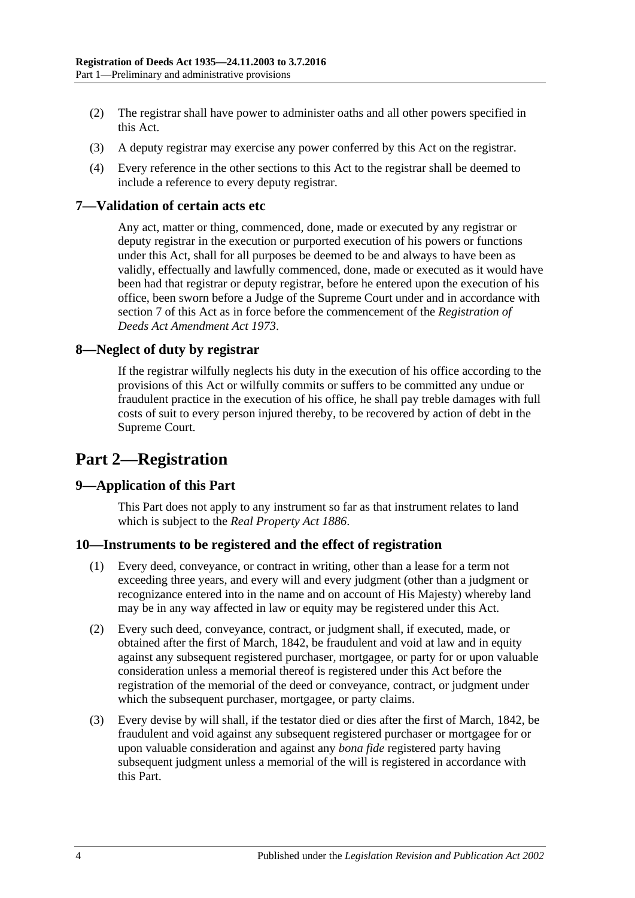(2) The registrar shall have power to administer oaths and all other powers specified in this Act.

(3) A deputy registrar may exercise any power conferred by this Act on the registrar.

(4) Every reference in the other sections to this Act to the registrar shall be deemed to include a reference to every deputy registrar.

### 7—Validation of certain acts etc

Any act, matter or thing, commenced, done, made or executed by any registrar or deputy registrar in the execution or purported execution of his powers or functions under this Act, shall for all purposes be deemed to be and always to have been as validly, effectually and lawfully commenced, done, made or executed as it would have been had that registrar or deputy registrar, before he entered upon the execution of his office, been sworn before a Judge of the Supreme Court under and in accordance with section 7 of this Act as in force before the commencement of the *Registration of Deeds Act Amendment Act 1973*.

### 8—Neglect of duty by registrar

If the registrar wilfully neglects his duty in the execution of his office according to the provisions of this Act or wilfully commits or suffers to be committed any undue or fraudulent practice in the execution of his office, he shall pay treble damages with full costs of suit to every person injured thereby, to be recovered by action of debt in the Supreme Court.

## Part 2—Registration

### 9—Application of this Part

This Part does not apply to any instrument so far as that instrument relates to land which is subject to the *Real Property Act 1886*.

### 10—Instruments to be registered and the effect of registration

(1) Every deed, conveyance, or contract in writing, other than a lease for a term not exceeding three years, and every will and every judgment (other than a judgment or recognizance entered into in the name and on account of His Majesty) whereby land may be in any way affected in law or equity may be registered under this Act.

(2) Every such deed, conveyance, contract, or judgment shall, if executed, made, or obtained after the first of March, 1842, be fraudulent and void at law and in equity against any subsequent registered purchaser, mortgagee, or party for or upon valuable consideration unless a memorial thereof is registered under this Act before the registration of the memorial of the deed or conveyance, contract, or judgment under which the subsequent purchaser, mortgagee, or party claims.

(3) Every devise by will shall, if the testator died or dies after the first of March, 1842, be fraudulent and void against any subsequent registered purchaser or mortgagee for or upon valuable consideration and against any *bona fide* registered party having subsequent judgment unless a memorial of the will is registered in accordance with this Part.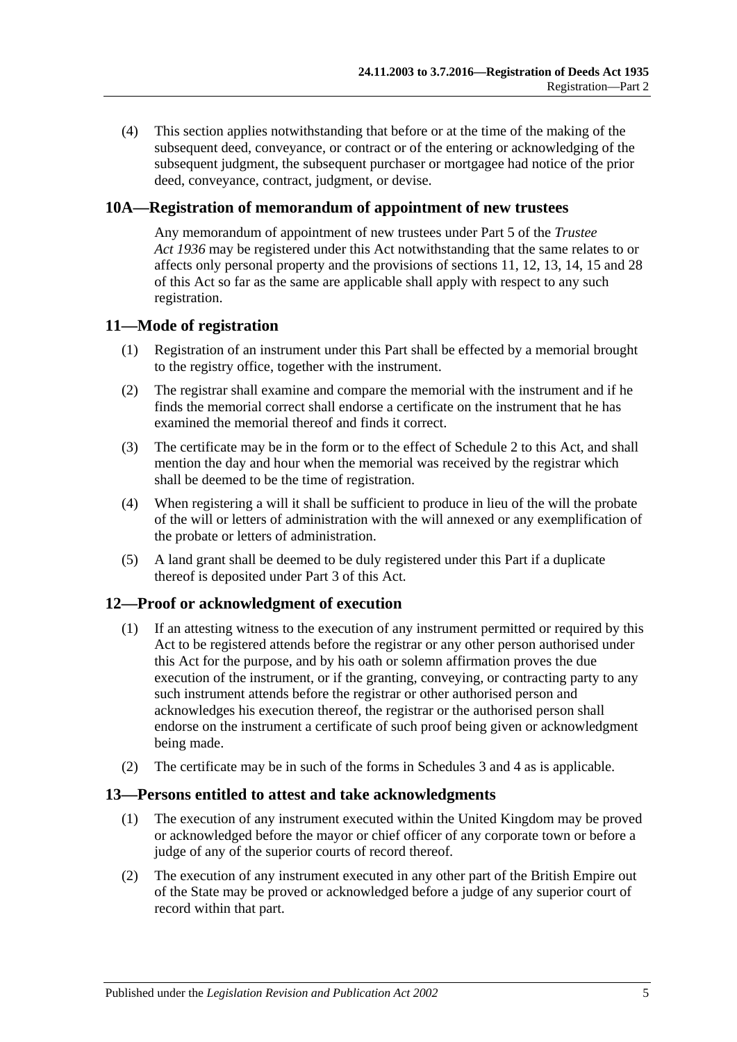(4) This section applies notwithstanding that before or at the time of the making of the subsequent deed, conveyance, or contract or of the entering or acknowledging of the subsequent judgment, the subsequent purchaser or mortgagee had notice of the prior deed, conveyance, contract, judgment, or devise.

## 10A—Registration of memorandum of appointment of new trustees

Any memorandum of appointment of new trustees under Part 5 of the *Trustee Act 1936* may be registered under this Act notwithstanding that the same relates to or affects only personal property and the provisions of sections 11, 12, 13, 14, 15 and 28 of this Act so far as the same are applicable shall apply with respect to any such registration.

## 11—Mode of registration

(1) Registration of an instrument under this Part shall be effected by a memorial brought to the registry office, together with the instrument.

(2) The registrar shall examine and compare the memorial with the instrument and if he finds the memorial correct shall endorse a certificate on the instrument that he has examined the memorial thereof and finds it correct.

(3) The certificate may be in the form or to the effect of Schedule 2 to this Act, and shall mention the day and hour when the memorial was received by the registrar which shall be deemed to be the time of registration.

(4) When registering a will it shall be sufficient to produce in lieu of the will the probate of the will or letters of administration with the will annexed or any exemplification of the probate or letters of administration.

(5) A land grant shall be deemed to be duly registered under this Part if a duplicate thereof is deposited under Part 3 of this Act.

## 12—Proof or acknowledgment of execution

(1) If an attesting witness to the execution of any instrument permitted or required by this Act to be registered attends before the registrar or any other person authorised under this Act for the purpose, and by his oath or solemn affirmation proves the due execution of the instrument, or if the granting, conveying, or contracting party to any such instrument attends before the registrar or other authorised person and acknowledges his execution thereof, the registrar or the authorised person shall endorse on the instrument a certificate of such proof being given or acknowledgment being made.

(2) The certificate may be in such of the forms in Schedules 3 and 4 as is applicable.

## 13—Persons entitled to attest and take acknowledgments

(1) The execution of any instrument executed within the United Kingdom may be proved or acknowledged before the mayor or chief officer of any corporate town or before a judge of any of the superior courts of record thereof.

(2) The execution of any instrument executed in any other part of the British Empire out of the State may be proved or acknowledged before a judge of any superior court of record within that part.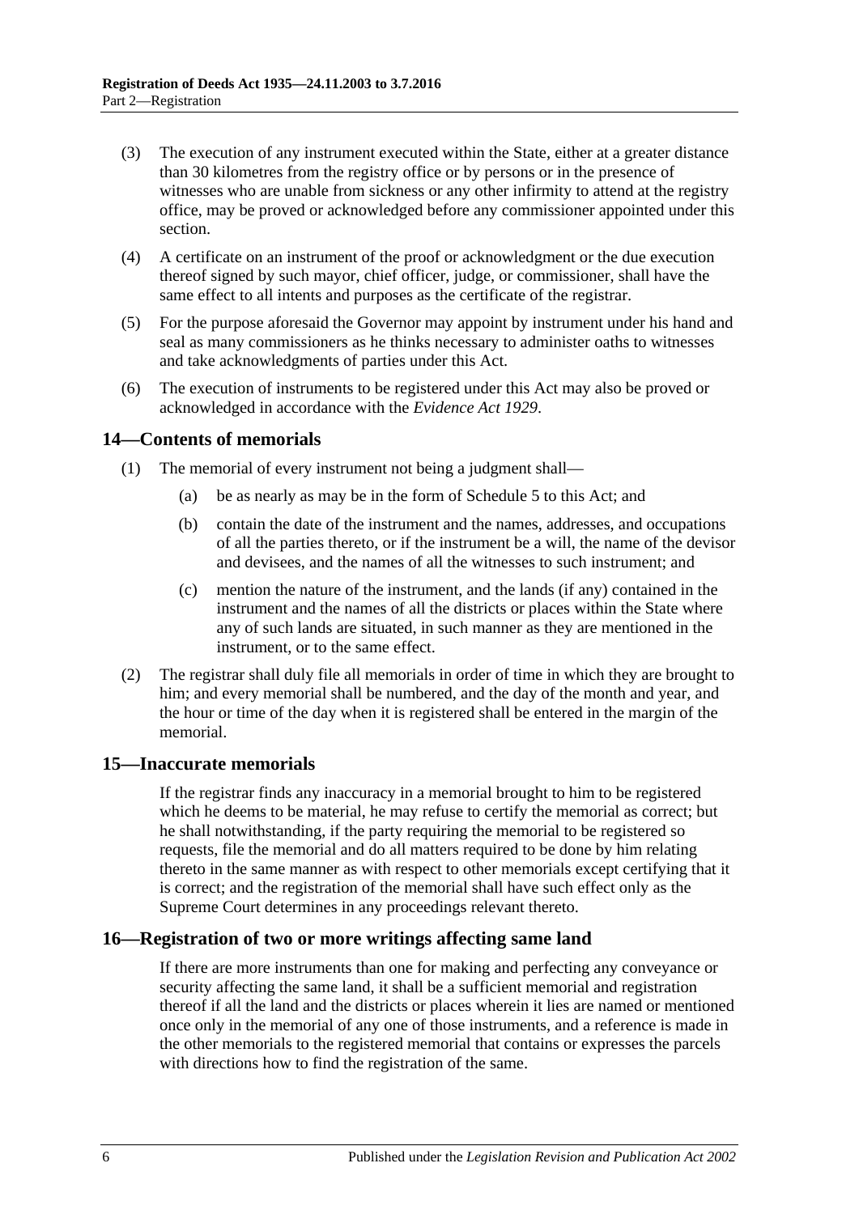(3) The execution of any instrument executed within the State, either at a greater distance than 30 kilometres from the registry office or by persons or in the presence of witnesses who are unable from sickness or any other infirmity to attend at the registry office, may be proved or acknowledged before any commissioner appointed under this section.

(4) A certificate on an instrument of the proof or acknowledgment or the due execution thereof signed by such mayor, chief officer, judge, or commissioner, shall have the same effect to all intents and purposes as the certificate of the registrar.

(5) For the purpose aforesaid the Governor may appoint by instrument under his hand and seal as many commissioners as he thinks necessary to administer oaths to witnesses and take acknowledgments of parties under this Act.

(6) The execution of instruments to be registered under this Act may also be proved or acknowledged in accordance with the *Evidence Act 1929*.

## 14—Contents of memorials

(1) The memorial of every instrument not being a judgment shall—

(a) be as nearly as may be in the form of Schedule 5 to this Act; and

(b) contain the date of the instrument and the names, addresses, and occupations of all the parties thereto, or if the instrument be a will, the name of the devisor and devisees, and the names of all the witnesses to such instrument; and

(c) mention the nature of the instrument, and the lands (if any) contained in the instrument and the names of all the districts or places within the State where any of such lands are situated, in such manner as they are mentioned in the instrument, or to the same effect.

(2) The registrar shall duly file all memorials in order of time in which they are brought to him; and every memorial shall be numbered, and the day of the month and year, and the hour or time of the day when it is registered shall be entered in the margin of the memorial.

## 15—Inaccurate memorials

If the registrar finds any inaccuracy in a memorial brought to him to be registered which he deems to be material, he may refuse to certify the memorial as correct; but he shall notwithstanding, if the party requiring the memorial to be registered so requests, file the memorial and do all matters required to be done by him relating thereto in the same manner as with respect to other memorials except certifying that it is correct; and the registration of the memorial shall have such effect only as the Supreme Court determines in any proceedings relevant thereto.

## 16—Registration of two or more writings affecting same land

If there are more instruments than one for making and perfecting any conveyance or security affecting the same land, it shall be a sufficient memorial and registration thereof if all the land and the districts or places wherein it lies are named or mentioned once only in the memorial of any one of those instruments, and a reference is made in the other memorials to the registered memorial that contains or expresses the parcels with directions how to find the registration of the same.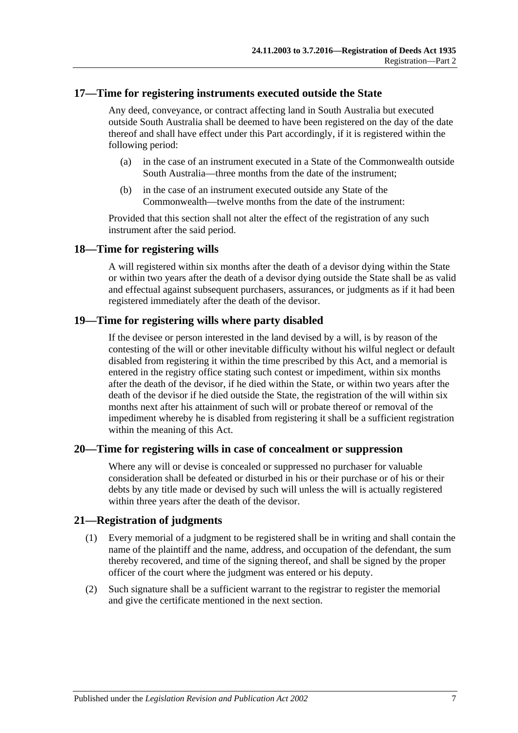## 17—Time for registering instruments executed outside the State

Any deed, conveyance, or contract affecting land in South Australia but executed outside South Australia shall be deemed to have been registered on the day of the date thereof and shall have effect under this Part accordingly, if it is registered within the following period:

(a) in the case of an instrument executed in a State of the Commonwealth outside South Australia—three months from the date of the instrument;

(b) in the case of an instrument executed outside any State of the Commonwealth—twelve months from the date of the instrument:

Provided that this section shall not alter the effect of the registration of any such instrument after the said period.

## 18—Time for registering wills

A will registered within six months after the death of a devisor dying within the State or within two years after the death of a devisor dying outside the State shall be as valid and effectual against subsequent purchasers, assurances, or judgments as if it had been registered immediately after the death of the devisor.

## 19—Time for registering wills where party disabled

If the devisee or person interested in the land devised by a will, is by reason of the contesting of the will or other inevitable difficulty without his wilful neglect or default disabled from registering it within the time prescribed by this Act, and a memorial is entered in the registry office stating such contest or impediment, within six months after the death of the devisor, if he died within the State, or within two years after the death of the devisor if he died outside the State, the registration of the will within six months next after his attainment of such will or probate thereof or removal of the impediment whereby he is disabled from registering it shall be a sufficient registration within the meaning of this Act.

## 20—Time for registering wills in case of concealment or suppression

Where any will or devise is concealed or suppressed no purchaser for valuable consideration shall be defeated or disturbed in his or their purchase or of his or their debts by any title made or devised by such will unless the will is actually registered within three years after the death of the devisor.

## 21—Registration of judgments

(1) Every memorial of a judgment to be registered shall be in writing and shall contain the name of the plaintiff and the name, address, and occupation of the defendant, the sum thereby recovered, and time of the signing thereof, and shall be signed by the proper officer of the court where the judgment was entered or his deputy.

(2) Such signature shall be a sufficient warrant to the registrar to register the memorial and give the certificate mentioned in the next section.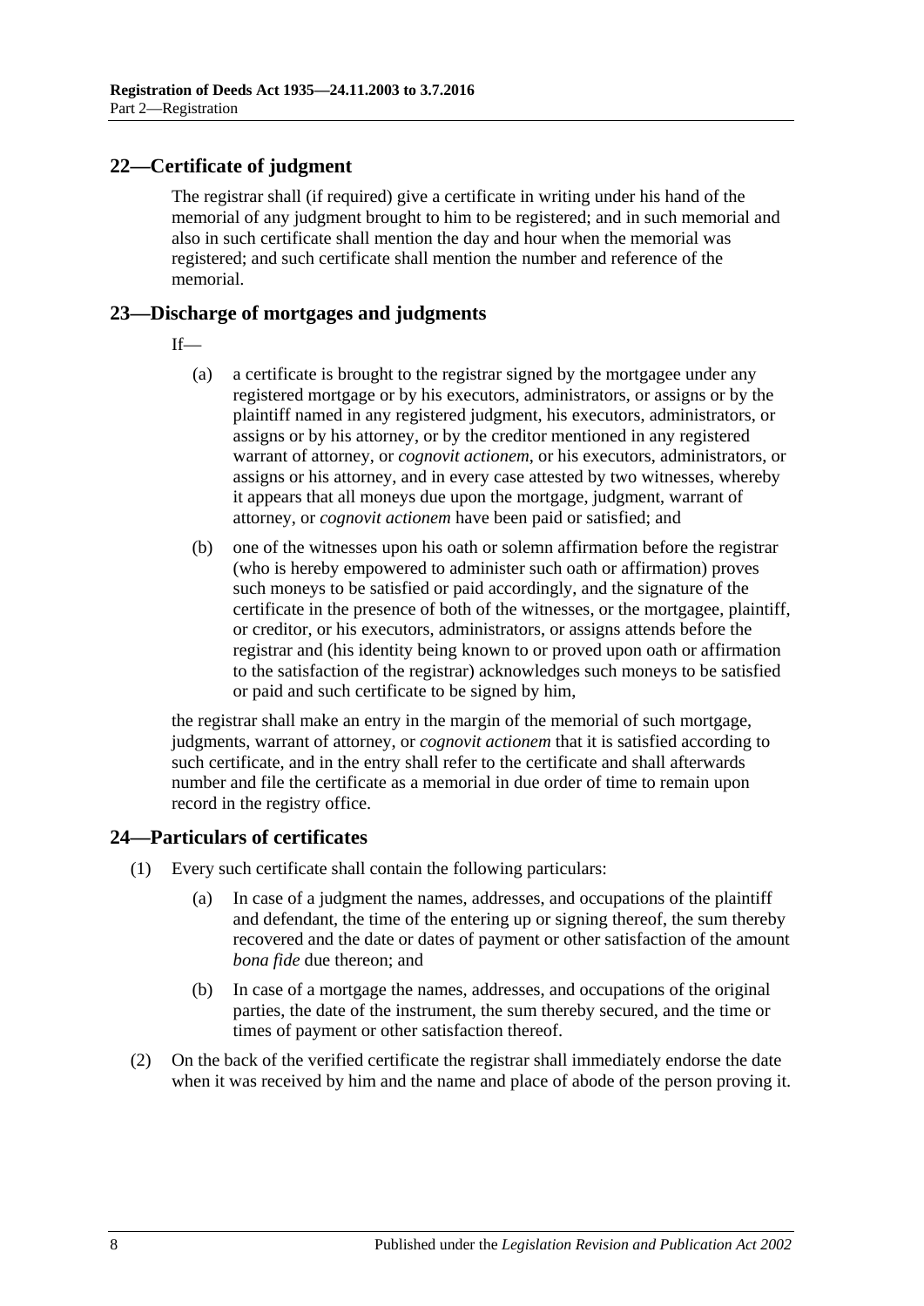## 22—Certificate of judgment

The registrar shall (if required) give a certificate in writing under his hand of the memorial of any judgment brought to him to be registered; and in such memorial and also in such certificate shall mention the day and hour when the memorial was registered; and such certificate shall mention the number and reference of the memorial.

## 23—Discharge of mortgages and judgments

If—

(a) a certificate is brought to the registrar signed by the mortgagee under any registered mortgage or by his executors, administrators, or assigns or by the plaintiff named in any registered judgment, his executors, administrators, or assigns or by his attorney, or by the creditor mentioned in any registered warrant of attorney, or *cognovit actionem*, or his executors, administrators, or assigns or his attorney, and in every case attested by two witnesses, whereby it appears that all moneys due upon the mortgage, judgment, warrant of attorney, or *cognovit actionem* have been paid or satisfied; and

(b) one of the witnesses upon his oath or solemn affirmation before the registrar (who is hereby empowered to administer such oath or affirmation) proves such moneys to be satisfied or paid accordingly, and the signature of the certificate in the presence of both of the witnesses, or the mortgagee, plaintiff, or creditor, or his executors, administrators, or assigns attends before the registrar and (his identity being known to or proved upon oath or affirmation to the satisfaction of the registrar) acknowledges such moneys to be satisfied or paid and such certificate to be signed by him,

the registrar shall make an entry in the margin of the memorial of such mortgage, judgments, warrant of attorney, or *cognovit actionem* that it is satisfied according to such certificate, and in the entry shall refer to the certificate and shall afterwards number and file the certificate as a memorial in due order of time to remain upon record in the registry office.

## 24—Particulars of certificates

(1) Every such certificate shall contain the following particulars:

(a) In case of a judgment the names, addresses, and occupations of the plaintiff and defendant, the time of the entering up or signing thereof, the sum thereby recovered and the date or dates of payment or other satisfaction of the amount *bona fide* due thereon; and

(b) In case of a mortgage the names, addresses, and occupations of the original parties, the date of the instrument, the sum thereby secured, and the time or times of payment or other satisfaction thereof.

(2) On the back of the verified certificate the registrar shall immediately endorse the date when it was received by him and the name and place of abode of the person proving it.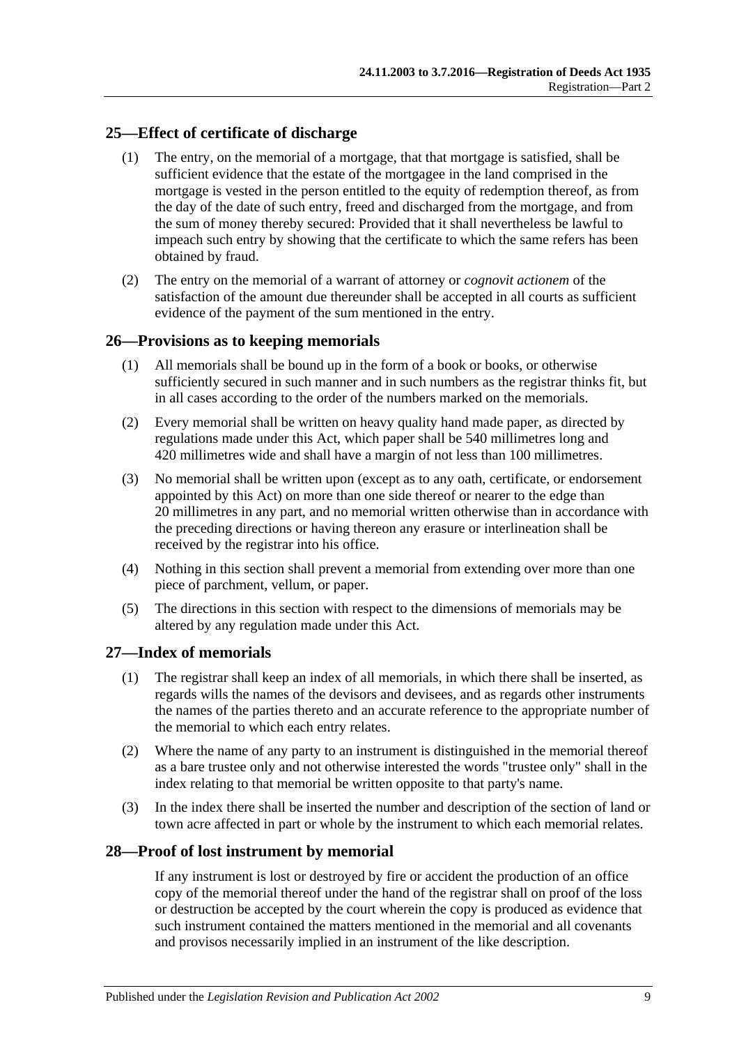## 25—Effect of certificate of discharge

(1) The entry, on the memorial of a mortgage, that that mortgage is satisfied, shall be sufficient evidence that the estate of the mortgagee in the land comprised in the mortgage is vested in the person entitled to the equity of redemption thereof, as from the day of the date of such entry, freed and discharged from the mortgage, and from the sum of money thereby secured: Provided that it shall nevertheless be lawful to impeach such entry by showing that the certificate to which the same refers has been obtained by fraud.

(2) The entry on the memorial of a warrant of attorney or *cognovit actionem* of the satisfaction of the amount due thereunder shall be accepted in all courts as sufficient evidence of the payment of the sum mentioned in the entry.

## 26—Provisions as to keeping memorials

(1) All memorials shall be bound up in the form of a book or books, or otherwise sufficiently secured in such manner and in such numbers as the registrar thinks fit, but in all cases according to the order of the numbers marked on the memorials.

(2) Every memorial shall be written on heavy quality hand made paper, as directed by regulations made under this Act, which paper shall be 540 millimetres long and 420 millimetres wide and shall have a margin of not less than 100 millimetres.

(3) No memorial shall be written upon (except as to any oath, certificate, or endorsement appointed by this Act) on more than one side thereof or nearer to the edge than 20 millimetres in any part, and no memorial written otherwise than in accordance with the preceding directions or having thereon any erasure or interlineation shall be received by the registrar into his office.

(4) Nothing in this section shall prevent a memorial from extending over more than one piece of parchment, vellum, or paper.

(5) The directions in this section with respect to the dimensions of memorials may be altered by any regulation made under this Act.

## 27—Index of memorials

(1) The registrar shall keep an index of all memorials, in which there shall be inserted, as regards wills the names of the devisors and devisees, and as regards other instruments the names of the parties thereto and an accurate reference to the appropriate number of the memorial to which each entry relates.

(2) Where the name of any party to an instrument is distinguished in the memorial thereof as a bare trustee only and not otherwise interested the words "trustee only" shall in the index relating to that memorial be written opposite to that party's name.

(3) In the index there shall be inserted the number and description of the section of land or town acre affected in part or whole by the instrument to which each memorial relates.

## 28—Proof of lost instrument by memorial

If any instrument is lost or destroyed by fire or accident the production of an office copy of the memorial thereof under the hand of the registrar shall on proof of the loss or destruction be accepted by the court wherein the copy is produced as evidence that such instrument contained the matters mentioned in the memorial and all covenants and provisos necessarily implied in an instrument of the like description.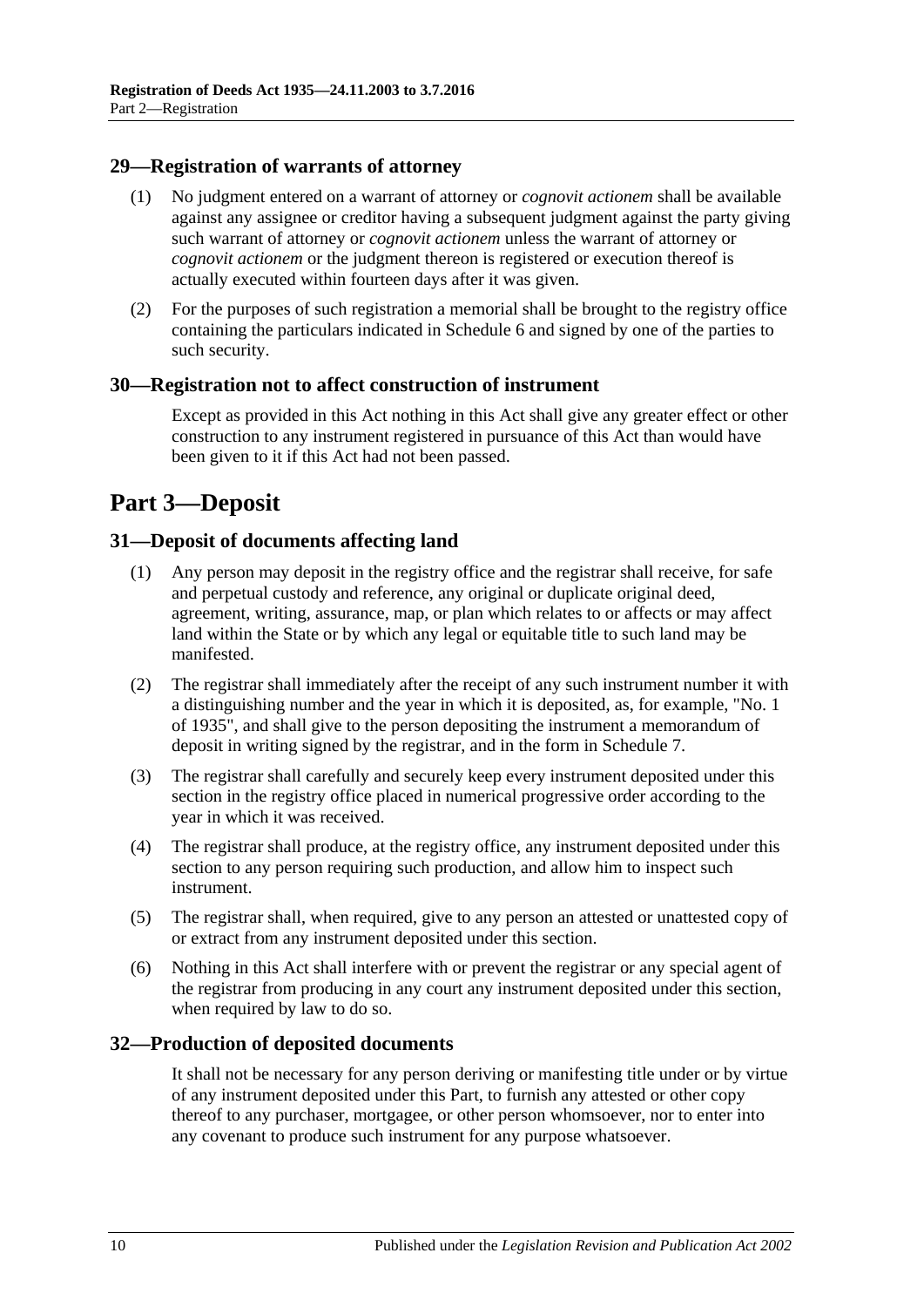### 29—Registration of warrants of attorney

(1) No judgment entered on a warrant of attorney or *cognovit actionem* shall be available against any assignee or creditor having a subsequent judgment against the party giving such warrant of attorney or *cognovit actionem* unless the warrant of attorney or *cognovit actionem* or the judgment thereon is registered or execution thereof is actually executed within fourteen days after it was given.

(2) For the purposes of such registration a memorial shall be brought to the registry office containing the particulars indicated in Schedule 6 and signed by one of the parties to such security.

### 30—Registration not to affect construction of instrument

Except as provided in this Act nothing in this Act shall give any greater effect or other construction to any instrument registered in pursuance of this Act than would have been given to it if this Act had not been passed.

## Part 3—Deposit

### 31—Deposit of documents affecting land

(1) Any person may deposit in the registry office and the registrar shall receive, for safe and perpetual custody and reference, any original or duplicate original deed, agreement, writing, assurance, map, or plan which relates to or affects or may affect land within the State or by which any legal or equitable title to such land may be manifested.

(2) The registrar shall immediately after the receipt of any such instrument number it with a distinguishing number and the year in which it is deposited, as, for example, "No. 1 of 1935", and shall give to the person depositing the instrument a memorandum of deposit in writing signed by the registrar, and in the form in Schedule 7.

(3) The registrar shall carefully and securely keep every instrument deposited under this section in the registry office placed in numerical progressive order according to the year in which it was received.

(4) The registrar shall produce, at the registry office, any instrument deposited under this section to any person requiring such production, and allow him to inspect such instrument.

(5) The registrar shall, when required, give to any person an attested or unattested copy of or extract from any instrument deposited under this section.

(6) Nothing in this Act shall interfere with or prevent the registrar or any special agent of the registrar from producing in any court any instrument deposited under this section, when required by law to do so.

### 32—Production of deposited documents

It shall not be necessary for any person deriving or manifesting title under or by virtue of any instrument deposited under this Part, to furnish any attested or other copy thereof to any purchaser, mortgagee, or other person whomsoever, nor to enter into any covenant to produce such instrument for any purpose whatsoever.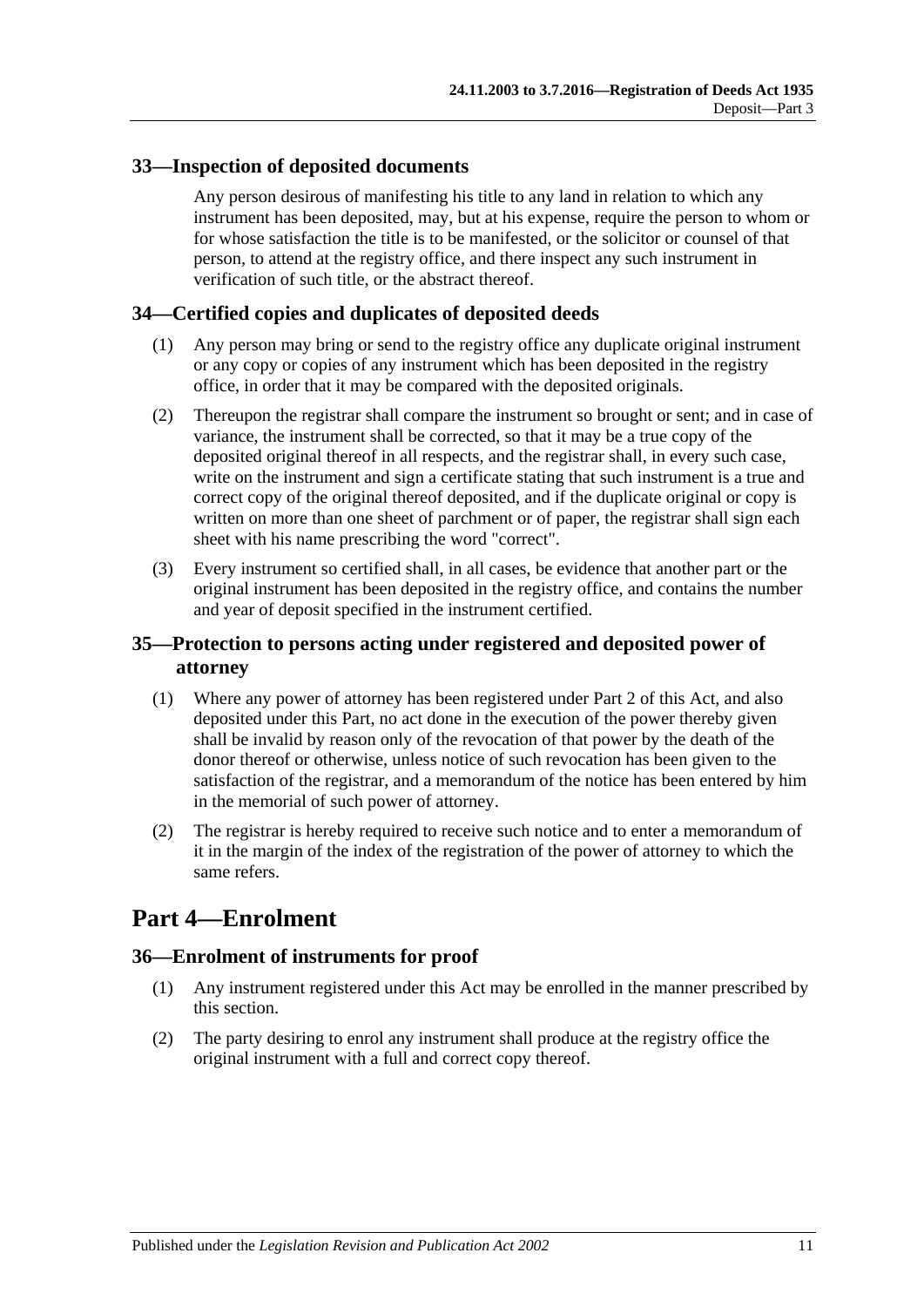## 33—Inspection of deposited documents

Any person desirous of manifesting his title to any land in relation to which any instrument has been deposited, may, but at his expense, require the person to whom or for whose satisfaction the title is to be manifested, or the solicitor or counsel of that person, to attend at the registry office, and there inspect any such instrument in verification of such title, or the abstract thereof.

## 34—Certified copies and duplicates of deposited deeds

(1) Any person may bring or send to the registry office any duplicate original instrument or any copy or copies of any instrument which has been deposited in the registry office, in order that it may be compared with the deposited originals.

(2) Thereupon the registrar shall compare the instrument so brought or sent; and in case of variance, the instrument shall be corrected, so that it may be a true copy of the deposited original thereof in all respects, and the registrar shall, in every such case, write on the instrument and sign a certificate stating that such instrument is a true and correct copy of the original thereof deposited, and if the duplicate original or copy is written on more than one sheet of parchment or of paper, the registrar shall sign each sheet with his name prescribing the word "correct".

(3) Every instrument so certified shall, in all cases, be evidence that another part or the original instrument has been deposited in the registry office, and contains the number and year of deposit specified in the instrument certified.

## 35—Protection to persons acting under registered and deposited power of attorney

(1) Where any power of attorney has been registered under Part 2 of this Act, and also deposited under this Part, no act done in the execution of the power thereby given shall be invalid by reason only of the revocation of that power by the death of the donor thereof or otherwise, unless notice of such revocation has been given to the satisfaction of the registrar, and a memorandum of the notice has been entered by him in the memorial of such power of attorney.

(2) The registrar is hereby required to receive such notice and to enter a memorandum of it in the margin of the index of the registration of the power of attorney to which the same refers.

# Part 4—Enrolment

## 36—Enrolment of instruments for proof

(1) Any instrument registered under this Act may be enrolled in the manner prescribed by this section.

(2) The party desiring to enrol any instrument shall produce at the registry office the original instrument with a full and correct copy thereof.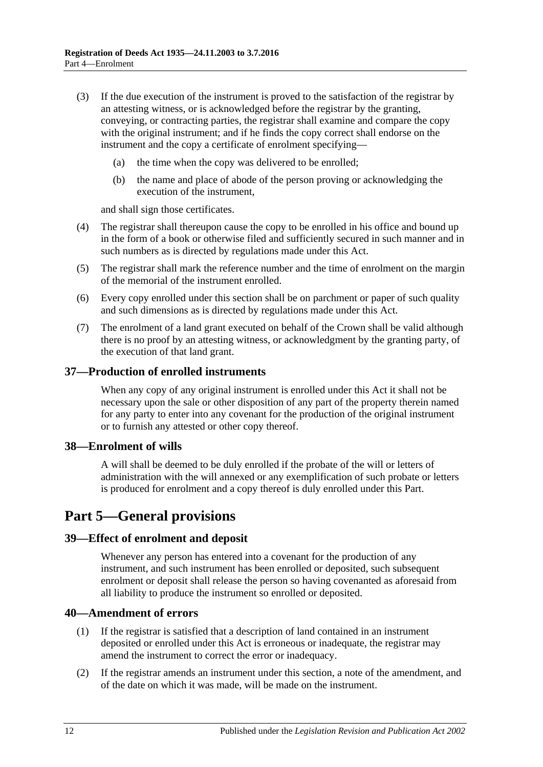(3) If the due execution of the instrument is proved to the satisfaction of the registrar by an attesting witness, or is acknowledged before the registrar by the granting, conveying, or contracting parties, the registrar shall examine and compare the copy with the original instrument; and if he finds the copy correct shall endorse on the instrument and the copy a certificate of enrolment specifying—

(a) the time when the copy was delivered to be enrolled;

(b) the name and place of abode of the person proving or acknowledging the execution of the instrument,

and shall sign those certificates.

(4) The registrar shall thereupon cause the copy to be enrolled in his office and bound up in the form of a book or otherwise filed and sufficiently secured in such manner and in such numbers as is directed by regulations made under this Act.

(5) The registrar shall mark the reference number and the time of enrolment on the margin of the memorial of the instrument enrolled.

(6) Every copy enrolled under this section shall be on parchment or paper of such quality and such dimensions as is directed by regulations made under this Act.

(7) The enrolment of a land grant executed on behalf of the Crown shall be valid although there is no proof by an attesting witness, or acknowledgment by the granting party, of the execution of that land grant.

### 37—Production of enrolled instruments

When any copy of any original instrument is enrolled under this Act it shall not be necessary upon the sale or other disposition of any part of the property therein named for any party to enter into any covenant for the production of the original instrument or to furnish any attested or other copy thereof.

### 38—Enrolment of wills

A will shall be deemed to be duly enrolled if the probate of the will or letters of administration with the will annexed or any exemplification of such probate or letters is produced for enrolment and a copy thereof is duly enrolled under this Part.

## Part 5—General provisions

### 39—Effect of enrolment and deposit

Whenever any person has entered into a covenant for the production of any instrument, and such instrument has been enrolled or deposited, such subsequent enrolment or deposit shall release the person so having covenanted as aforesaid from all liability to produce the instrument so enrolled or deposited.

### 40—Amendment of errors

(1) If the registrar is satisfied that a description of land contained in an instrument deposited or enrolled under this Act is erroneous or inadequate, the registrar may amend the instrument to correct the error or inadequacy.

(2) If the registrar amends an instrument under this section, a note of the amendment, and of the date on which it was made, will be made on the instrument.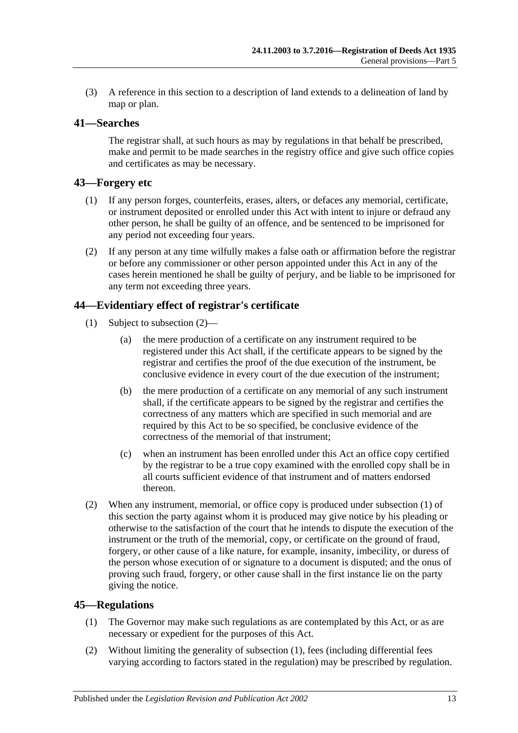(3) A reference in this section to a description of land extends to a delineation of land by map or plan.

## 41—Searches

The registrar shall, at such hours as may by regulations in that behalf be prescribed, make and permit to be made searches in the registry office and give such office copies and certificates as may be necessary.

## 43—Forgery etc

(1) If any person forges, counterfeits, erases, alters, or defaces any memorial, certificate, or instrument deposited or enrolled under this Act with intent to injure or defraud any other person, he shall be guilty of an offence, and be sentenced to be imprisoned for any period not exceeding four years.

(2) If any person at any time wilfully makes a false oath or affirmation before the registrar or before any commissioner or other person appointed under this Act in any of the cases herein mentioned he shall be guilty of perjury, and be liable to be imprisoned for any term not exceeding three years.

## 44—Evidentiary effect of registrar's certificate

(1) Subject to subsection (2)—

(a) the mere production of a certificate on any instrument required to be registered under this Act shall, if the certificate appears to be signed by the registrar and certifies the proof of the due execution of the instrument, be conclusive evidence in every court of the due execution of the instrument;

(b) the mere production of a certificate on any memorial of any such instrument shall, if the certificate appears to be signed by the registrar and certifies the correctness of any matters which are specified in such memorial and are required by this Act to be so specified, be conclusive evidence of the correctness of the memorial of that instrument;

(c) when an instrument has been enrolled under this Act an office copy certified by the registrar to be a true copy examined with the enrolled copy shall be in all courts sufficient evidence of that instrument and of matters endorsed thereon.

(2) When any instrument, memorial, or office copy is produced under subsection (1) of this section the party against whom it is produced may give notice by his pleading or otherwise to the satisfaction of the court that he intends to dispute the execution of the instrument or the truth of the memorial, copy, or certificate on the ground of fraud, forgery, or other cause of a like nature, for example, insanity, imbecility, or duress of the person whose execution of or signature to a document is disputed; and the onus of proving such fraud, forgery, or other cause shall in the first instance lie on the party giving the notice.

## 45—Regulations

(1) The Governor may make such regulations as are contemplated by this Act, or as are necessary or expedient for the purposes of this Act.

(2) Without limiting the generality of subsection (1), fees (including differential fees varying according to factors stated in the regulation) may be prescribed by regulation.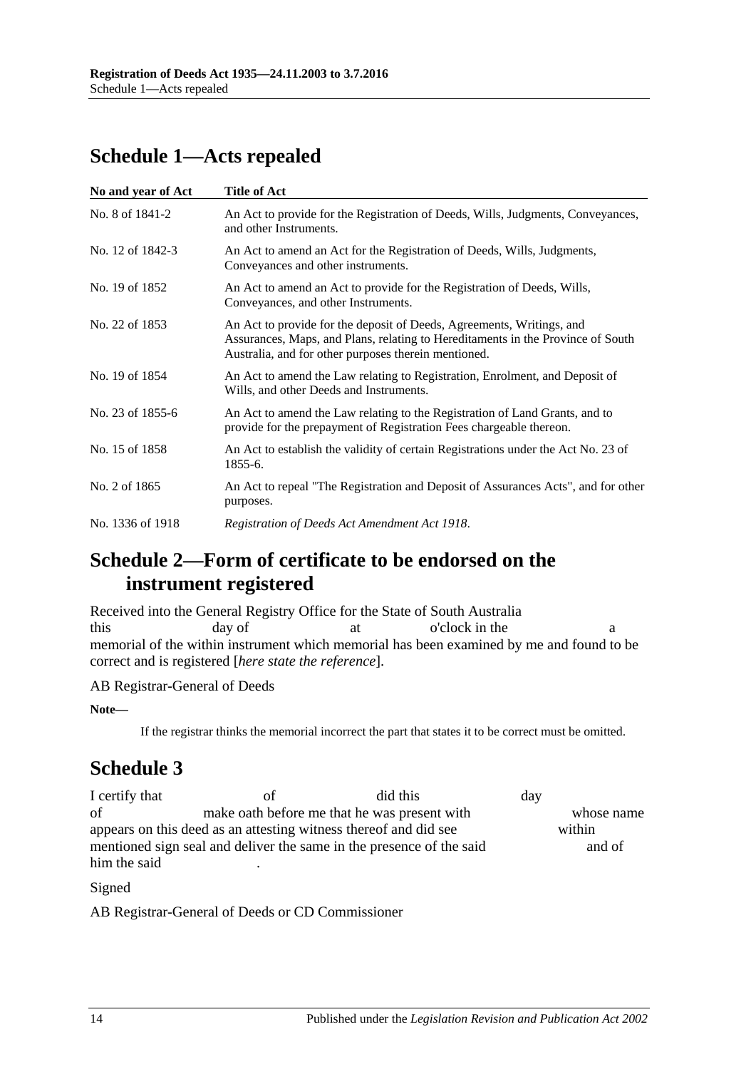## Schedule 1—Acts repealed

| No and year of Act | Title of Act |
|---|---|
| No. 8 of 1841-2 | An Act to provide for the Registration of Deeds, Wills, Judgments, Conveyances, and other Instruments. |
| No. 12 of 1842-3 | An Act to amend an Act for the Registration of Deeds, Wills, Judgments, Conveyances and other instruments. |
| No. 19 of 1852 | An Act to amend an Act to provide for the Registration of Deeds, Wills, Conveyances, and other Instruments. |
| No. 22 of 1853 | An Act to provide for the deposit of Deeds, Agreements, Writings, and Assurances, Maps, and Plans, relating to Hereditaments in the Province of South Australia, and for other purposes therein mentioned. |
| No. 19 of 1854 | An Act to amend the Law relating to Registration, Enrolment, and Deposit of Wills, and other Deeds and Instruments. |
| No. 23 of 1855-6 | An Act to amend the Law relating to the Registration of Land Grants, and to provide for the prepayment of Registration Fees chargeable thereon. |
| No. 15 of 1858 | An Act to establish the validity of certain Registrations under the Act No. 23 of 1855-6. |
| No. 2 of 1865 | An Act to repeal "The Registration and Deposit of Assurances Acts", and for other purposes. |
| No. 1336 of 1918 | *Registration of Deeds Act Amendment Act 1918*. |

## Schedule 2—Form of certificate to be endorsed on the instrument registered

Received into the General Registry Office for the State of South Australia this day of at o'clock in the a memorial of the within instrument which memorial has been examined by me and found to be correct and is registered [*here state the reference*].

AB Registrar-General of Deeds

**Note—**

If the registrar thinks the memorial incorrect the part that states it to be correct must be omitted.

## Schedule 3

I certify that of did this day of make oath before me that he was present with whose name appears on this deed as an attesting witness thereof and did see within mentioned sign seal and deliver the same in the presence of the said and of him the said .

Signed

AB Registrar-General of Deeds or CD Commissioner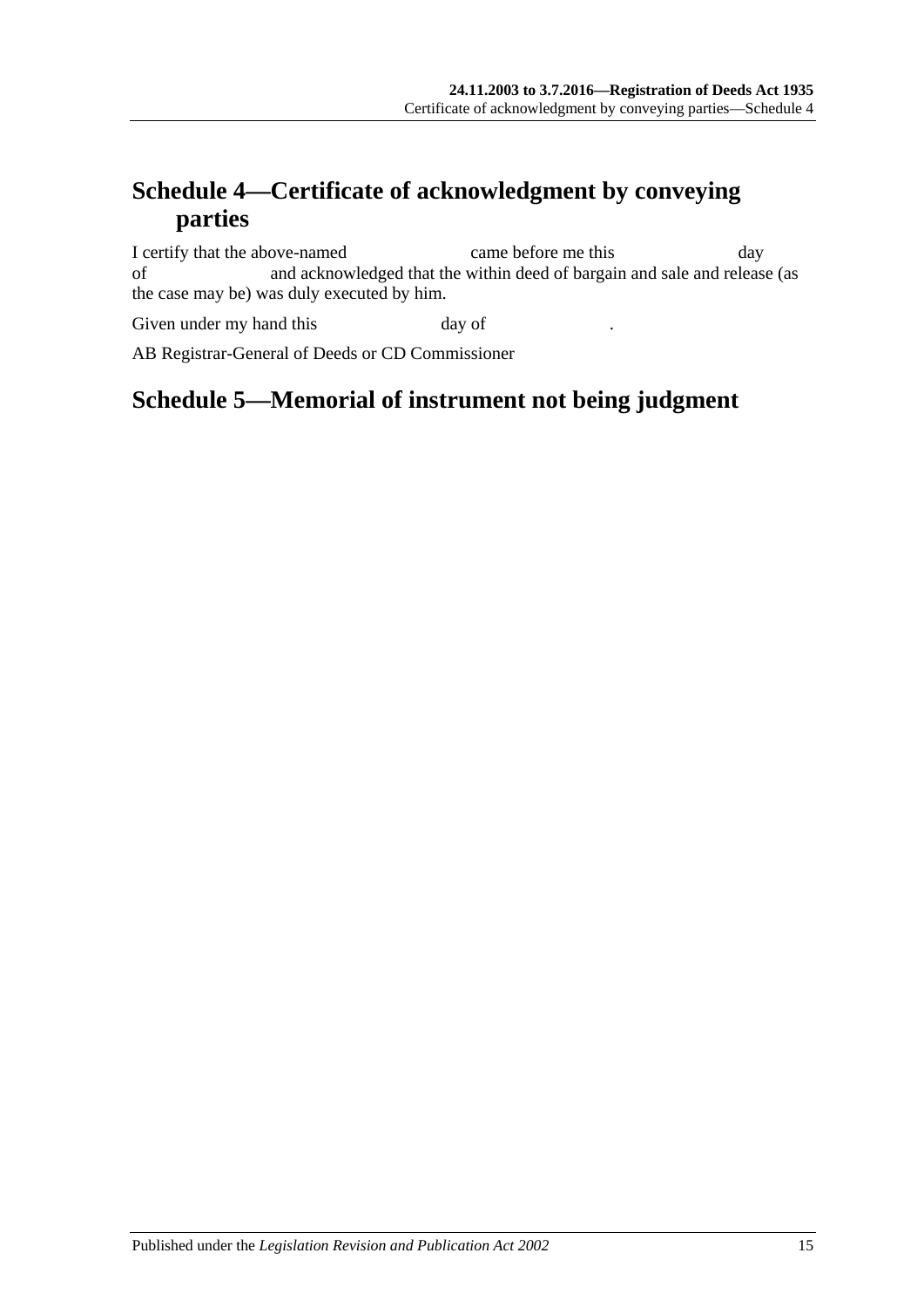## Schedule 4—Certificate of acknowledgment by conveying parties

I certify that the above-named came before me this day of and acknowledged that the within deed of bargain and sale and release (as the case may be) was duly executed by him.

Given under my hand this day of .

AB Registrar-General of Deeds or CD Commissioner

## Schedule 5—Memorial of instrument not being judgment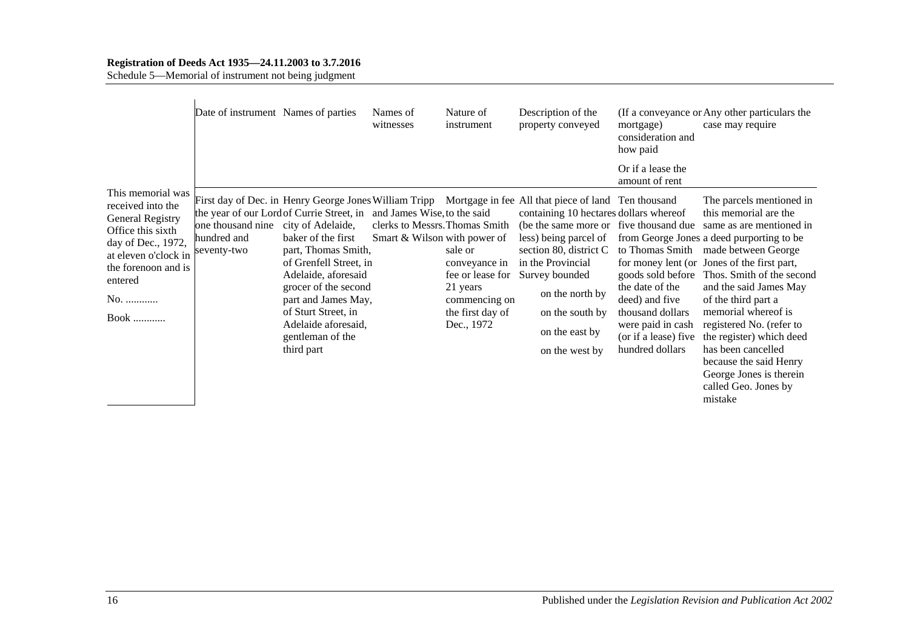| | Date of instrument | Names of parties | Names of witnesses | Nature of instrument | Description of the property conveyed | (If a conveyance or mortgage) consideration and how paid<br><br>Or if a lease the amount of rent | Any other particulars the case may require |
|---|---|---|---|---|---|---|---|
| This memorial was received into the General Registry Office this sixth day of Dec., 1972, at eleven o'clock in the forenoon and is entered<br><br>No. ............<br><br>Book ............ | First day of Dec. in the year of our Lord one thousand nine hundred and seventy-two | Henry George Jones of Currie Street, in city of Adelaide, baker of the first part, Thomas Smith, of Grenfell Street, in Adelaide, aforesaid grocer of the second part and James May, of Sturt Street, in Adelaide aforesaid, gentleman of the third part | William Tripp and James Wise, clerks to Messrs. Smart & Wilson | Mortgage in fee to the said Thomas Smith with power of sale or conveyance in fee or lease for 21 years commencing on the first day of Dec., 1972 | All that piece of land containing 10 hectares (be the same more or less) being parcel of section 80, district C in the Provincial Survey bounded<br><br>on the north by<br><br>on the south by<br><br>on the east by<br><br>on the west by | Ten thousand dollars whereof five thousand due from George Jones to Thomas Smith for money lent (or goods sold before the date of the deed) and five thousand dollars were paid in cash (or if a lease) five hundred dollars | The parcels mentioned in this memorial are the same as are mentioned in a deed purporting to be made between George Jones of the first part, Thos. Smith of the second and the said James May of the third part a memorial whereof is registered No. (refer to the register) which deed has been cancelled because the said Henry George Jones is therein called Geo. Jones by mistake |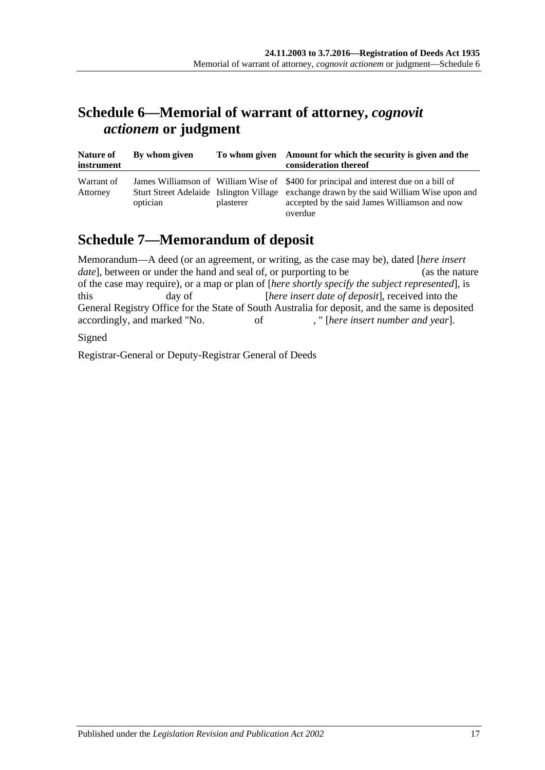## Schedule 6—Memorial of warrant of attorney, *cognovit actionem* or judgment

| Nature of instrument | By whom given | To whom given | Amount for which the security is given and the consideration thereof |
|---|---|---|---|
| Warrant of Attorney | James Williamson of Sturt Street Adelaide optician | William Wise of Islington Village plasterer | $400 for principal and interest due on a bill of exchange drawn by the said William Wise upon and accepted by the said James Williamson and now overdue |

## Schedule 7—Memorandum of deposit

Memorandum—A deed (or an agreement, or writing, as the case may be), dated [*here insert date*], between or under the hand and seal of, or purporting to be (as the nature of the case may require), or a map or plan of [*here shortly specify the subject represented*], is this day of [*here insert date of deposit*], received into the General Registry Office for the State of South Australia for deposit, and the same is deposited accordingly, and marked "No. of , " [*here insert number and year*].

Signed

Registrar-General or Deputy-Registrar General of Deeds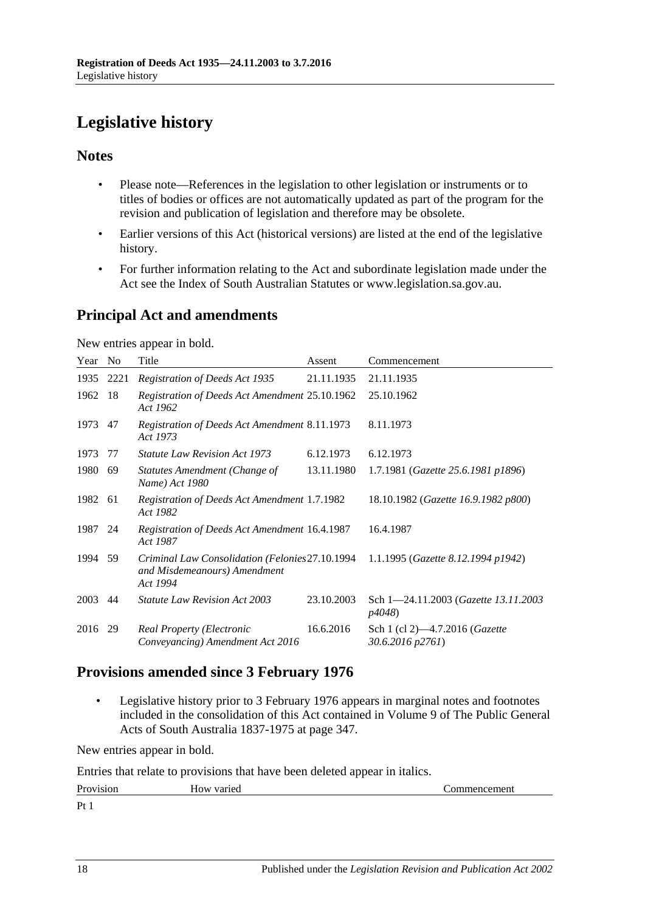# Legislative history

## Notes

- Please note—References in the legislation to other legislation or instruments or to titles of bodies or offices are not automatically updated as part of the program for the revision and publication of legislation and therefore may be obsolete.
- Earlier versions of this Act (historical versions) are listed at the end of the legislative history.
- For further information relating to the Act and subordinate legislation made under the Act see the Index of South Australian Statutes or www.legislation.sa.gov.au.

## Principal Act and amendments

New entries appear in bold.

| Year | No | Title | Assent | Commencement |
|---|---|---|---|---|
| 1935 | 2221 | *Registration of Deeds Act 1935* | 21.11.1935 | 21.11.1935 |
| 1962 | 18 | *Registration of Deeds Act Amendment Act 1962* | 25.10.1962 | 25.10.1962 |
| 1973 | 47 | *Registration of Deeds Act Amendment Act 1973* | 8.11.1973 | 8.11.1973 |
| 1973 | 77 | *Statute Law Revision Act 1973* | 6.12.1973 | 6.12.1973 |
| 1980 | 69 | *Statutes Amendment (Change of Name) Act 1980* | 13.11.1980 | 1.7.1981 (*Gazette 25.6.1981 p1896*) |
| 1982 | 61 | *Registration of Deeds Act Amendment Act 1982* | 1.7.1982 | 18.10.1982 (*Gazette 16.9.1982 p800*) |
| 1987 | 24 | *Registration of Deeds Act Amendment Act 1987* | 16.4.1987 | 16.4.1987 |
| 1994 | 59 | *Criminal Law Consolidation (Felonies and Misdemeanours) Amendment Act 1994* | 27.10.1994 | 1.1.1995 (*Gazette 8.12.1994 p1942*) |
| 2003 | 44 | *Statute Law Revision Act 2003* | 23.10.2003 | Sch 1—24.11.2003 (*Gazette 13.11.2003 p4048*) |
| 2016 | 29 | *Real Property (Electronic Conveyancing) Amendment Act 2016* | 16.6.2016 | Sch 1 (cl 2)—4.7.2016 (*Gazette 30.6.2016 p2761*) |

## Provisions amended since 3 February 1976

- Legislative history prior to 3 February 1976 appears in marginal notes and footnotes included in the consolidation of this Act contained in Volume 9 of The Public General Acts of South Australia 1837-1975 at page 347.

New entries appear in bold.

Entries that relate to provisions that have been deleted appear in italics.

| Provision | How varied | Commencement |
|---|---|---|
| Pt 1 | | |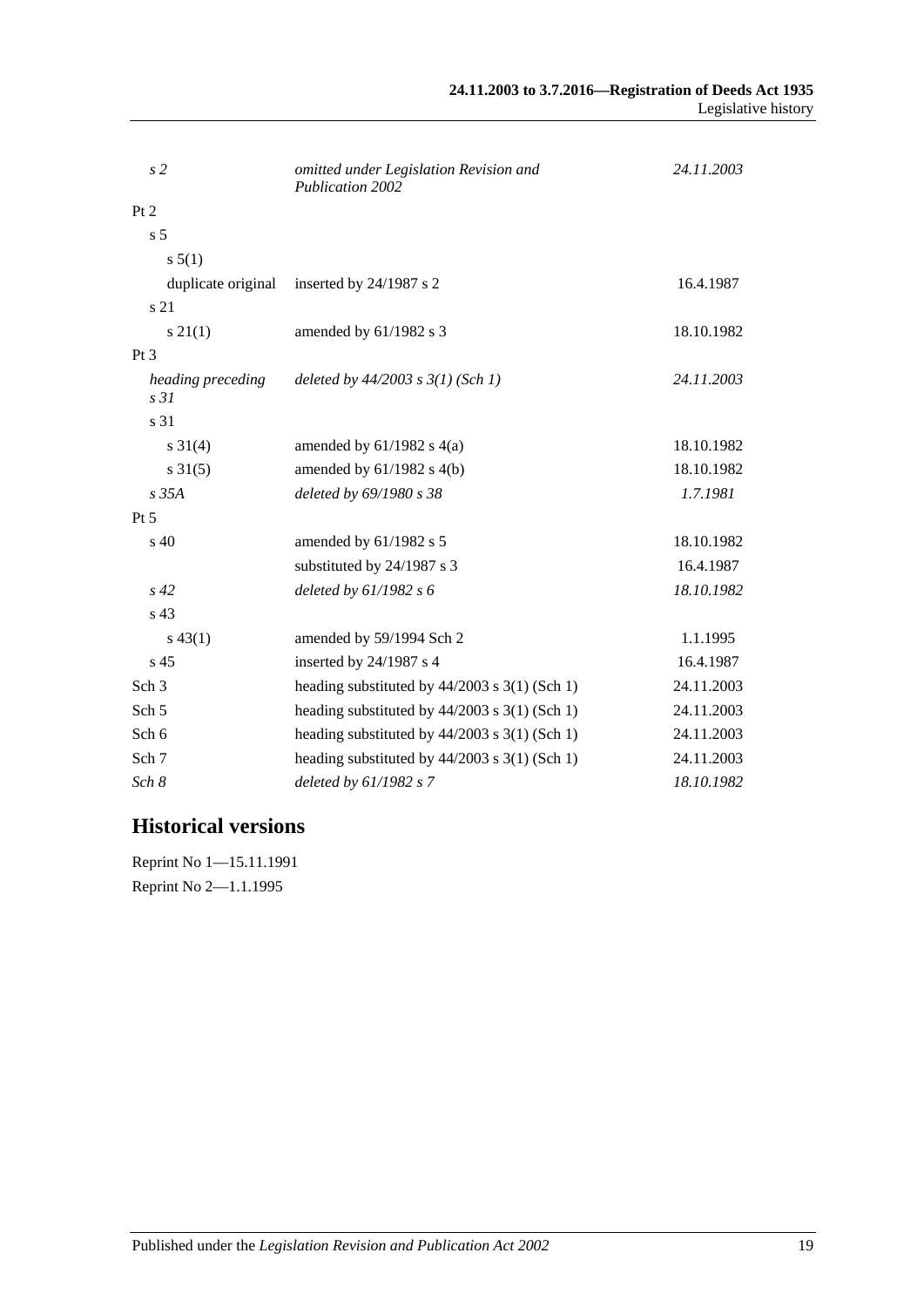| | | |
|---|---|---|
| *s 2* | *omitted under Legislation Revision and Publication 2002* | *24.11.2003* |
| Pt 2 | | |
| s 5 | | |
| s 5(1) | | |
| duplicate original | inserted by 24/1987 s 2 | 16.4.1987 |
| s 21 | | |
| s 21(1) | amended by 61/1982 s 3 | 18.10.1982 |
| Pt 3 | | |
| *heading preceding s 31* | *deleted by 44/2003 s 3(1) (Sch 1)* | *24.11.2003* |
| s 31 | | |
| s 31(4) | amended by 61/1982 s 4(a) | 18.10.1982 |
| s 31(5) | amended by 61/1982 s 4(b) | 18.10.1982 |
| *s 35A* | *deleted by 69/1980 s 38* | *1.7.1981* |
| Pt 5 | | |
| s 40 | amended by 61/1982 s 5 | 18.10.1982 |
| | substituted by 24/1987 s 3 | 16.4.1987 |
| *s 42* | *deleted by 61/1982 s 6* | *18.10.1982* |
| s 43 | | |
| s 43(1) | amended by 59/1994 Sch 2 | 1.1.1995 |
| s 45 | inserted by 24/1987 s 4 | 16.4.1987 |
| Sch 3 | heading substituted by 44/2003 s 3(1) (Sch 1) | 24.11.2003 |
| Sch 5 | heading substituted by 44/2003 s 3(1) (Sch 1) | 24.11.2003 |
| Sch 6 | heading substituted by 44/2003 s 3(1) (Sch 1) | 24.11.2003 |
| Sch 7 | heading substituted by 44/2003 s 3(1) (Sch 1) | 24.11.2003 |
| *Sch 8* | *deleted by 61/1982 s 7* | *18.10.1982* |

## Historical versions

Reprint No 1—15.11.1991

Reprint No 2—1.1.1995